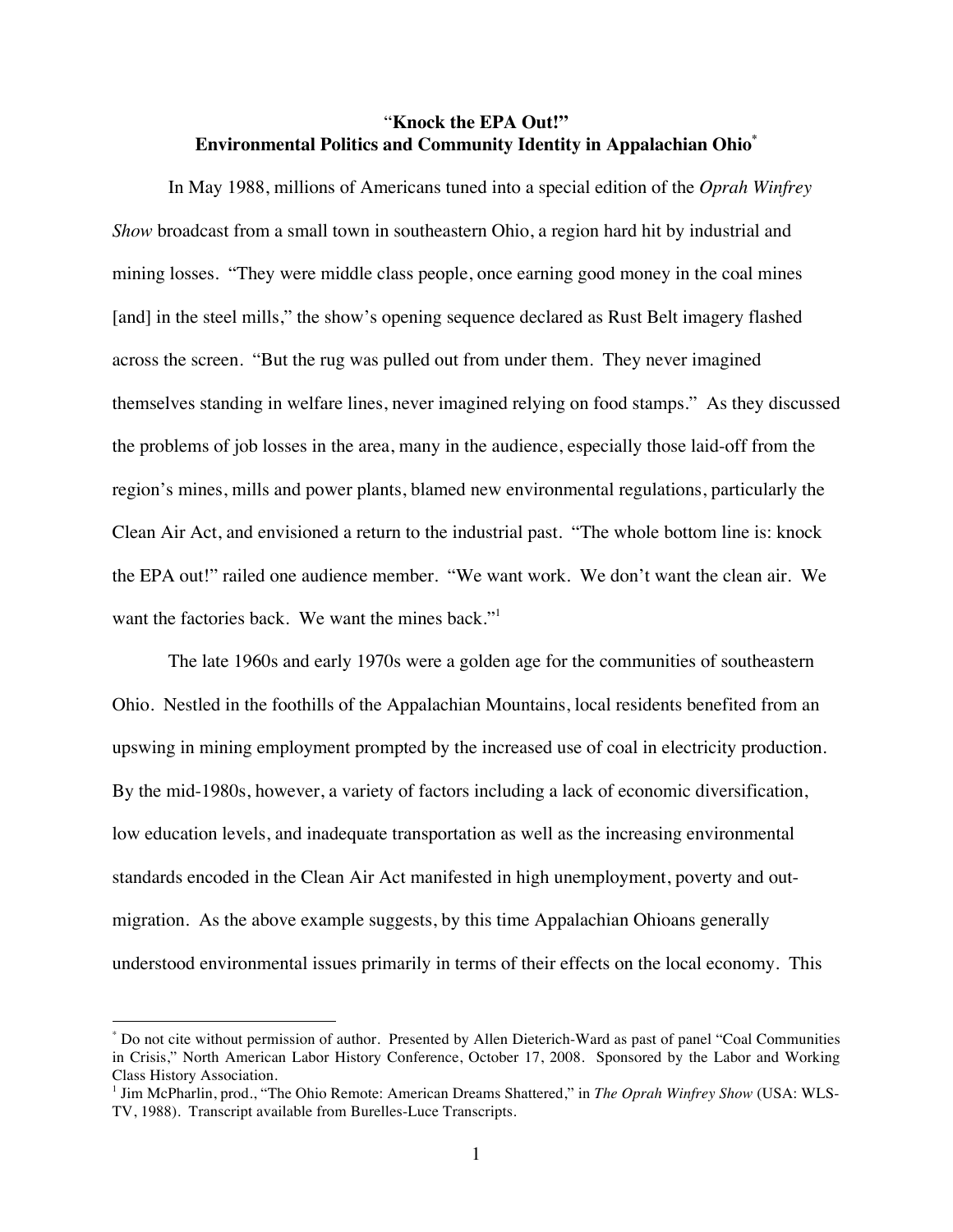# "Knock the EPA Out!" Environmental Politics and Community Identity in Appalachian Ohio[*]

In May 1988, millions of Americans tuned into a special edition of the *Oprah Winfrey Show* broadcast from a small town in southeastern Ohio, a region hard hit by industrial and mining losses. "They were middle class people, once earning good money in the coal mines [and] in the steel mills," the show's opening sequence declared as Rust Belt imagery flashed across the screen. "But the rug was pulled out from under them. They never imagined themselves standing in welfare lines, never imagined relying on food stamps." As they discussed the problems of job losses in the area, many in the audience, especially those laid-off from the region's mines, mills and power plants, blamed new environmental regulations, particularly the Clean Air Act, and envisioned a return to the industrial past. "The whole bottom line is: knock the EPA out!" railed one audience member. "We want work. We don't want the clean air. We want the factories back. We want the mines back."[1]

The late 1960s and early 1970s were a golden age for the communities of southeastern Ohio. Nestled in the foothills of the Appalachian Mountains, local residents benefited from an upswing in mining employment prompted by the increased use of coal in electricity production. By the mid-1980s, however, a variety of factors including a lack of economic diversification, low education levels, and inadequate transportation as well as the increasing environmental standards encoded in the Clean Air Act manifested in high unemployment, poverty and out-migration. As the above example suggests, by this time Appalachian Ohioans generally understood environmental issues primarily in terms of their effects on the local economy. This

---

[*] Do not cite without permission of author. Presented by Allen Dieterich-Ward as past of panel "Coal Communities in Crisis," North American Labor History Conference, October 17, 2008. Sponsored by the Labor and Working Class History Association.

[1] Jim McPharlin, prod., "The Ohio Remote: American Dreams Shattered," in *The Oprah Winfrey Show* (USA: WLS-TV, 1988). Transcript available from Burelles-Luce Transcripts.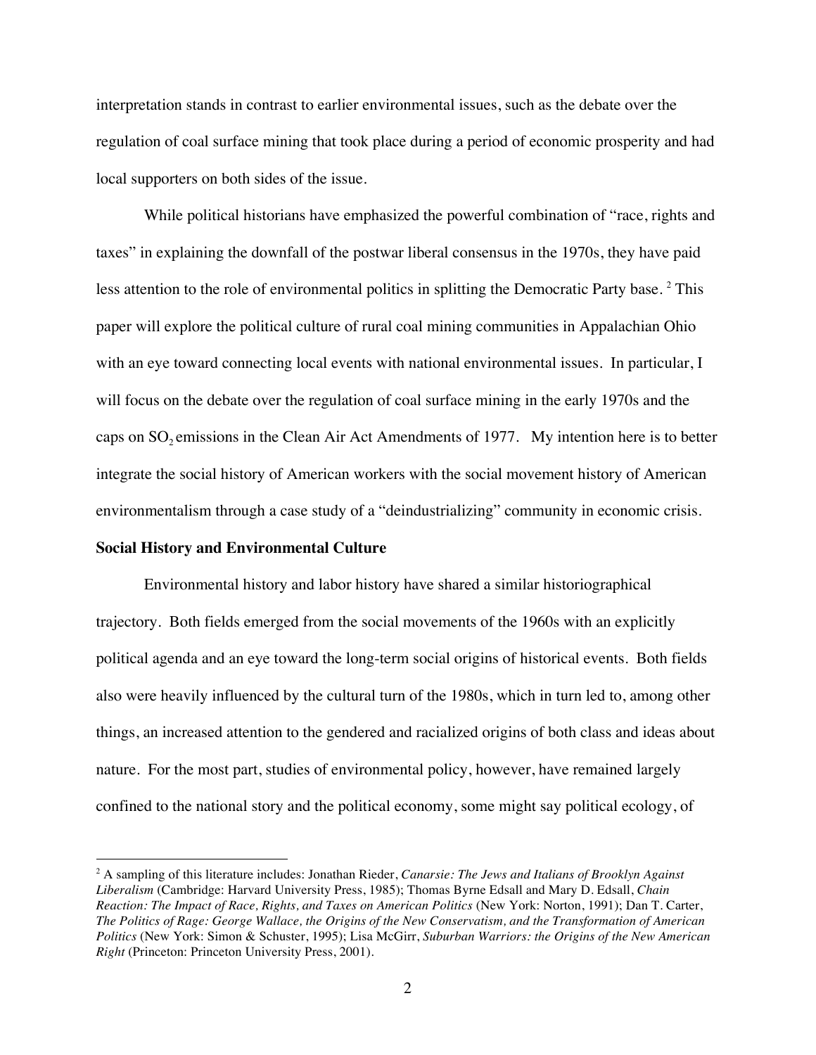interpretation stands in contrast to earlier environmental issues, such as the debate over the regulation of coal surface mining that took place during a period of economic prosperity and had local supporters on both sides of the issue.

While political historians have emphasized the powerful combination of "race, rights and taxes" in explaining the downfall of the postwar liberal consensus in the 1970s, they have paid less attention to the role of environmental politics in splitting the Democratic Party base.[2] This paper will explore the political culture of rural coal mining communities in Appalachian Ohio with an eye toward connecting local events with national environmental issues. In particular, I will focus on the debate over the regulation of coal surface mining in the early 1970s and the caps on $SO_2$ emissions in the Clean Air Act Amendments of 1977. My intention here is to better integrate the social history of American workers with the social movement history of American environmentalism through a case study of a "deindustrializing" community in economic crisis.

**Social History and Environmental Culture**

Environmental history and labor history have shared a similar historiographical trajectory. Both fields emerged from the social movements of the 1960s with an explicitly political agenda and an eye toward the long-term social origins of historical events. Both fields also were heavily influenced by the cultural turn of the 1980s, which in turn led to, among other things, an increased attention to the gendered and racialized origins of both class and ideas about nature. For the most part, studies of environmental policy, however, have remained largely confined to the national story and the political economy, some might say political ecology, of

---

[2] A sampling of this literature includes: Jonathan Rieder, *Canarsie: The Jews and Italians of Brooklyn Against Liberalism* (Cambridge: Harvard University Press, 1985); Thomas Byrne Edsall and Mary D. Edsall, *Chain Reaction: The Impact of Race, Rights, and Taxes on American Politics* (New York: Norton, 1991); Dan T. Carter, *The Politics of Rage: George Wallace, the Origins of the New Conservatism, and the Transformation of American Politics* (New York: Simon & Schuster, 1995); Lisa McGirr, *Suburban Warriors: the Origins of the New American Right* (Princeton: Princeton University Press, 2001).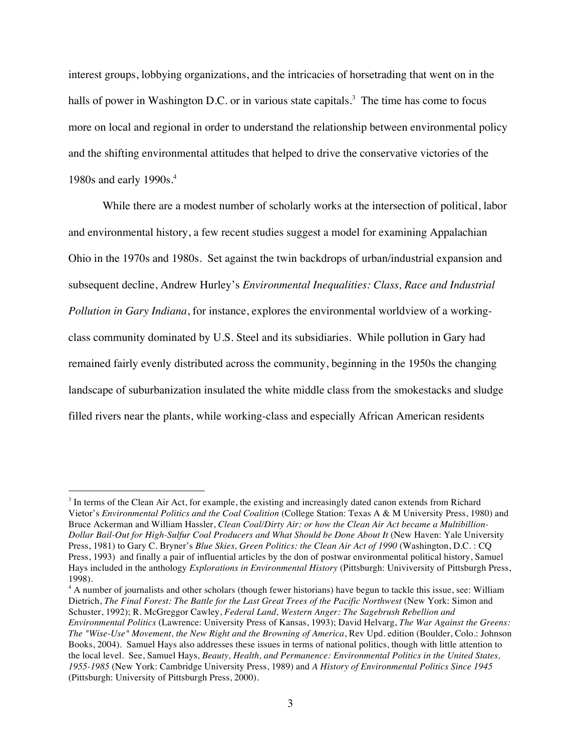interest groups, lobbying organizations, and the intricacies of horsetrading that went on in the halls of power in Washington D.C. or in various state capitals.[3] The time has come to focus more on local and regional in order to understand the relationship between environmental policy and the shifting environmental attitudes that helped to drive the conservative victories of the 1980s and early 1990s.[4]

While there are a modest number of scholarly works at the intersection of political, labor and environmental history, a few recent studies suggest a model for examining Appalachian Ohio in the 1970s and 1980s. Set against the twin backdrops of urban/industrial expansion and subsequent decline, Andrew Hurley's *Environmental Inequalities: Class, Race and Industrial Pollution in Gary Indiana*, for instance, explores the environmental worldview of a working-class community dominated by U.S. Steel and its subsidiaries. While pollution in Gary had remained fairly evenly distributed across the community, beginning in the 1950s the changing landscape of suburbanization insulated the white middle class from the smokestacks and sludge filled rivers near the plants, while working-class and especially African American residents

---

[3] In terms of the Clean Air Act, for example, the existing and increasingly dated canon extends from Richard Vietor's *Environmental Politics and the Coal Coalition* (College Station: Texas A & M University Press, 1980) and Bruce Ackerman and William Hassler, *Clean Coal/Dirty Air: or how the Clean Air Act became a Multibillion-Dollar Bail-Out for High-Sulfur Coal Producers and What Should be Done About It* (New Haven: Yale University Press, 1981) to Gary C. Bryner's *Blue Skies, Green Politics: the Clean Air Act of 1990* (Washington, D.C. : CQ Press, 1993) and finally a pair of influential articles by the don of postwar environmental political history, Samuel Hays included in the anthology *Explorations in Environmental History* (Pittsburgh: Univiversity of Pittsburgh Press, 1998).

[4] A number of journalists and other scholars (though fewer historians) have begun to tackle this issue, see: William Dietrich, *The Final Forest: The Battle for the Last Great Trees of the Pacific Northwest* (New York: Simon and Schuster, 1992); R. McGreggor Cawley, *Federal Land, Western Anger: The Sagebrush Rebellion and Environmental Politics* (Lawrence: University Press of Kansas, 1993); David Helvarg, *The War Against the Greens: The "Wise-Use" Movement, the New Right and the Browning of America*, Rev Upd. edition (Boulder, Colo.: Johnson Books, 2004). Samuel Hays also addresses these issues in terms of national politics, though with little attention to the local level. See, Samuel Hays*, Beauty, Health, and Permanence: Environmental Politics in the United States, 1955-1985* (New York: Cambridge University Press, 1989) and *A History of Environmental Politics Since 1945* (Pittsburgh: University of Pittsburgh Press, 2000).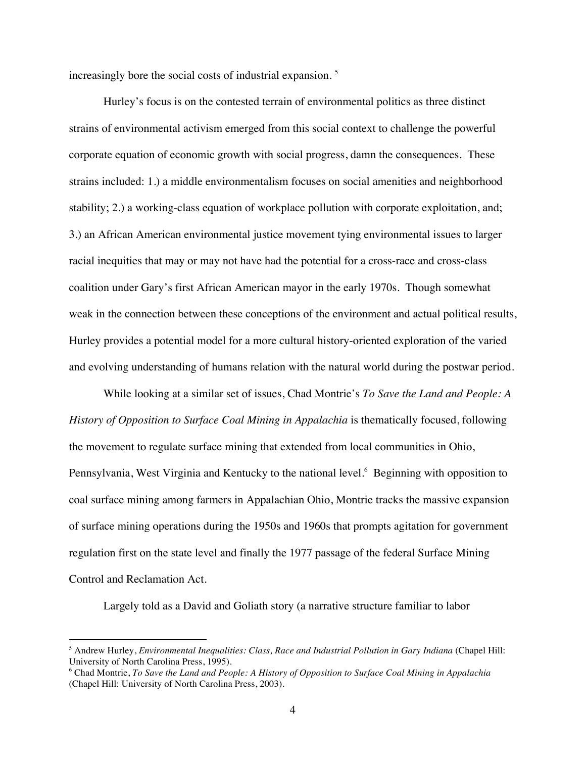increasingly bore the social costs of industrial expansion. [5]

Hurley's focus is on the contested terrain of environmental politics as three distinct strains of environmental activism emerged from this social context to challenge the powerful corporate equation of economic growth with social progress, damn the consequences. These strains included: 1.) a middle environmentalism focuses on social amenities and neighborhood stability; 2.) a working-class equation of workplace pollution with corporate exploitation, and; 3.) an African American environmental justice movement tying environmental issues to larger racial inequities that may or may not have had the potential for a cross-race and cross-class coalition under Gary's first African American mayor in the early 1970s. Though somewhat weak in the connection between these conceptions of the environment and actual political results, Hurley provides a potential model for a more cultural history-oriented exploration of the varied and evolving understanding of humans relation with the natural world during the postwar period.

While looking at a similar set of issues, Chad Montrie's *To Save the Land and People: A History of Opposition to Surface Coal Mining in Appalachia* is thematically focused, following the movement to regulate surface mining that extended from local communities in Ohio, Pennsylvania, West Virginia and Kentucky to the national level.[6] Beginning with opposition to coal surface mining among farmers in Appalachian Ohio, Montrie tracks the massive expansion of surface mining operations during the 1950s and 1960s that prompts agitation for government regulation first on the state level and finally the 1977 passage of the federal Surface Mining Control and Reclamation Act.

Largely told as a David and Goliath story (a narrative structure familiar to labor

---

[5] Andrew Hurley, *Environmental Inequalities: Class, Race and Industrial Pollution in Gary Indiana* (Chapel Hill: University of North Carolina Press, 1995).

[6] Chad Montrie, *To Save the Land and People: A History of Opposition to Surface Coal Mining in Appalachia* (Chapel Hill: University of North Carolina Press, 2003).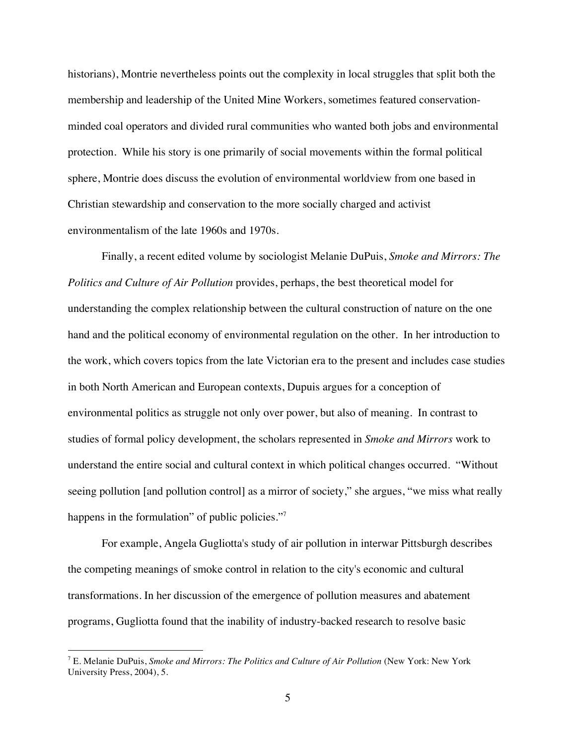historians), Montrie nevertheless points out the complexity in local struggles that split both the membership and leadership of the United Mine Workers, sometimes featured conservation-minded coal operators and divided rural communities who wanted both jobs and environmental protection. While his story is one primarily of social movements within the formal political sphere, Montrie does discuss the evolution of environmental worldview from one based in Christian stewardship and conservation to the more socially charged and activist environmentalism of the late 1960s and 1970s.

Finally, a recent edited volume by sociologist Melanie DuPuis, *Smoke and Mirrors: The Politics and Culture of Air Pollution* provides, perhaps, the best theoretical model for understanding the complex relationship between the cultural construction of nature on the one hand and the political economy of environmental regulation on the other. In her introduction to the work, which covers topics from the late Victorian era to the present and includes case studies in both North American and European contexts, Dupuis argues for a conception of environmental politics as struggle not only over power, but also of meaning. In contrast to studies of formal policy development, the scholars represented in *Smoke and Mirrors* work to understand the entire social and cultural context in which political changes occurred. "Without seeing pollution [and pollution control] as a mirror of society," she argues, "we miss what really happens in the formulation" of public policies."[7]

For example, Angela Gugliotta's study of air pollution in interwar Pittsburgh describes the competing meanings of smoke control in relation to the city's economic and cultural transformations. In her discussion of the emergence of pollution measures and abatement programs, Gugliotta found that the inability of industry-backed research to resolve basic

---

[7] E. Melanie DuPuis, *Smoke and Mirrors: The Politics and Culture of Air Pollution* (New York: New York University Press, 2004), 5.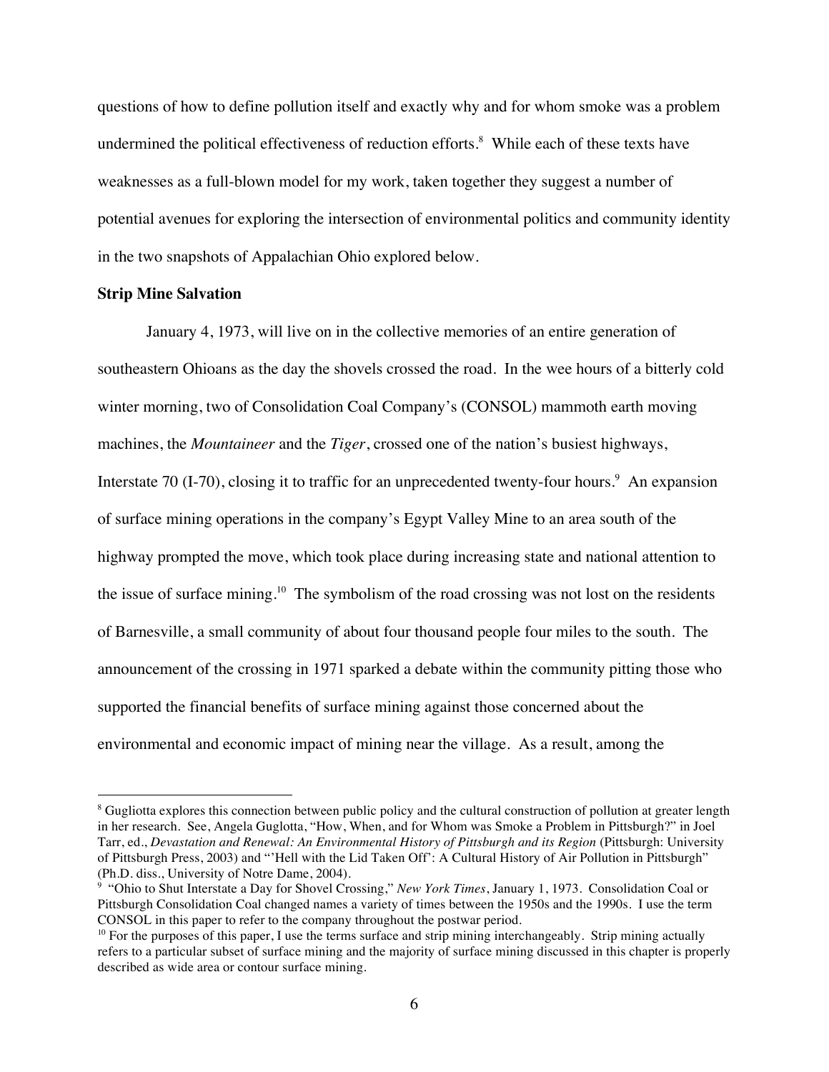questions of how to define pollution itself and exactly why and for whom smoke was a problem undermined the political effectiveness of reduction efforts.[8] While each of these texts have weaknesses as a full-blown model for my work, taken together they suggest a number of potential avenues for exploring the intersection of environmental politics and community identity in the two snapshots of Appalachian Ohio explored below.

**Strip Mine Salvation**

January 4, 1973, will live on in the collective memories of an entire generation of southeastern Ohioans as the day the shovels crossed the road. In the wee hours of a bitterly cold winter morning, two of Consolidation Coal Company's (CONSOL) mammoth earth moving machines, the *Mountaineer* and the *Tiger*, crossed one of the nation's busiest highways, Interstate 70 (I-70), closing it to traffic for an unprecedented twenty-four hours.[9] An expansion of surface mining operations in the company's Egypt Valley Mine to an area south of the highway prompted the move, which took place during increasing state and national attention to the issue of surface mining.[10] The symbolism of the road crossing was not lost on the residents of Barnesville, a small community of about four thousand people four miles to the south. The announcement of the crossing in 1971 sparked a debate within the community pitting those who supported the financial benefits of surface mining against those concerned about the environmental and economic impact of mining near the village. As a result, among the

---

[8] Gugliotta explores this connection between public policy and the cultural construction of pollution at greater length in her research. See, Angela Gugliotta, "How, When, and for Whom was Smoke a Problem in Pittsburgh?" in Joel Tarr, ed., *Devastation and Renewal: An Environmental History of Pittsburgh and its Region* (Pittsburgh: University of Pittsburgh Press, 2003) and "'Hell with the Lid Taken Off': A Cultural History of Air Pollution in Pittsburgh" (Ph.D. diss., University of Notre Dame, 2004).

[9] "Ohio to Shut Interstate a Day for Shovel Crossing," *New York Times*, January 1, 1973. Consolidation Coal or Pittsburgh Consolidation Coal changed names a variety of times between the 1950s and the 1990s. I use the term CONSOL in this paper to refer to the company throughout the postwar period.

[10] For the purposes of this paper, I use the terms surface and strip mining interchangeably. Strip mining actually refers to a particular subset of surface mining and the majority of surface mining discussed in this chapter is properly described as wide area or contour surface mining.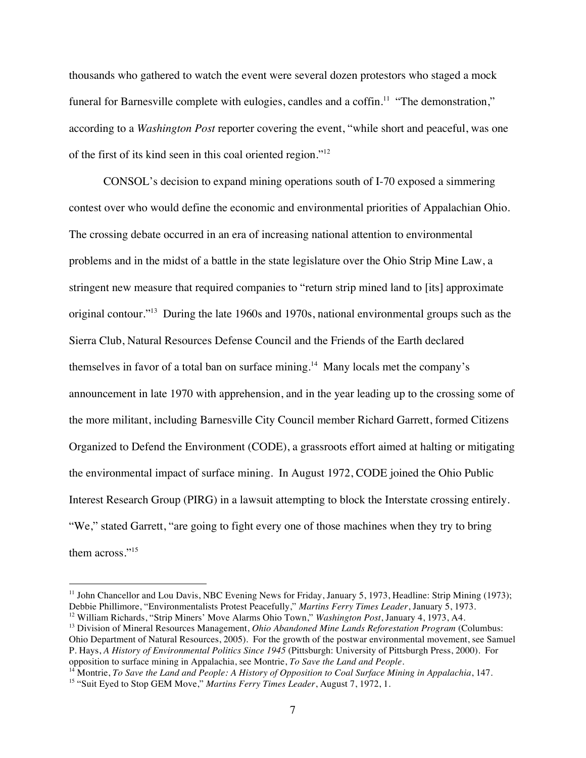thousands who gathered to watch the event were several dozen protestors who staged a mock funeral for Barnesville complete with eulogies, candles and a coffin.[11] "The demonstration," according to a *Washington Post* reporter covering the event, "while short and peaceful, was one of the first of its kind seen in this coal oriented region."[12]

CONSOL's decision to expand mining operations south of I-70 exposed a simmering contest over who would define the economic and environmental priorities of Appalachian Ohio. The crossing debate occurred in an era of increasing national attention to environmental problems and in the midst of a battle in the state legislature over the Ohio Strip Mine Law, a stringent new measure that required companies to "return strip mined land to [its] approximate original contour."[13] During the late 1960s and 1970s, national environmental groups such as the Sierra Club, Natural Resources Defense Council and the Friends of the Earth declared themselves in favor of a total ban on surface mining.[14] Many locals met the company's announcement in late 1970 with apprehension, and in the year leading up to the crossing some of the more militant, including Barnesville City Council member Richard Garrett, formed Citizens Organized to Defend the Environment (CODE), a grassroots effort aimed at halting or mitigating the environmental impact of surface mining. In August 1972, CODE joined the Ohio Public Interest Research Group (PIRG) in a lawsuit attempting to block the Interstate crossing entirely. "We," stated Garrett, "are going to fight every one of those machines when they try to bring them across."[15]

---

[11] John Chancellor and Lou Davis, NBC Evening News for Friday, January 5, 1973, Headline: Strip Mining (1973); Debbie Phillimore, "Environmentalists Protest Peacefully," *Martins Ferry Times Leader*, January 5, 1973.

[12] William Richards, "Strip Miners' Move Alarms Ohio Town," *Washington Post*, January 4, 1973, A4.

[13] Division of Mineral Resources Management, *Ohio Abandoned Mine Lands Reforestation Program* (Columbus: Ohio Department of Natural Resources, 2005). For the growth of the postwar environmental movement, see Samuel P. Hays, *A History of Environmental Politics Since 1945* (Pittsburgh: University of Pittsburgh Press, 2000). For opposition to surface mining in Appalachia, see Montrie, *To Save the Land and People*.

[14] Montrie, *To Save the Land and People: A History of Opposition to Coal Surface Mining in Appalachia*, 147.

[15] "Suit Eyed to Stop GEM Move," *Martins Ferry Times Leader*, August 7, 1972, 1.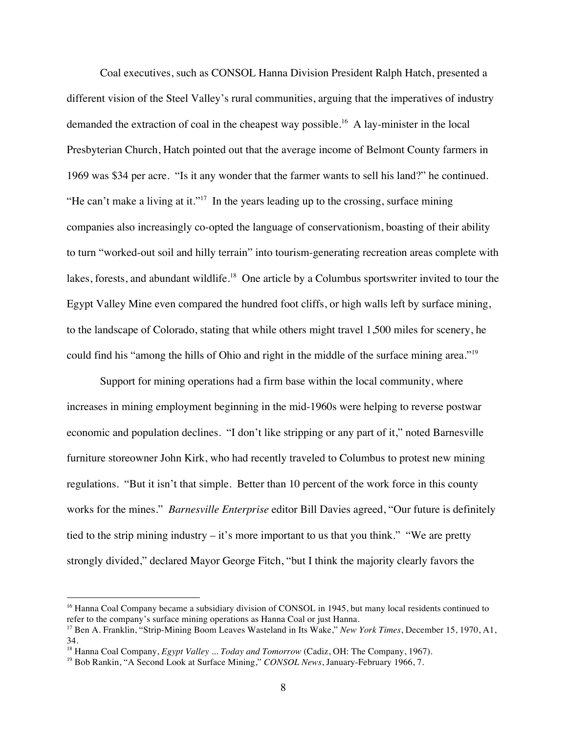Coal executives, such as CONSOL Hanna Division President Ralph Hatch, presented a different vision of the Steel Valley's rural communities, arguing that the imperatives of industry demanded the extraction of coal in the cheapest way possible.[16] A lay-minister in the local Presbyterian Church, Hatch pointed out that the average income of Belmont County farmers in 1969 was $34 per acre. "Is it any wonder that the farmer wants to sell his land?" he continued. "He can't make a living at it."[17] In the years leading up to the crossing, surface mining companies also increasingly co-opted the language of conservationism, boasting of their ability to turn "worked-out soil and hilly terrain" into tourism-generating recreation areas complete with lakes, forests, and abundant wildlife.[18] One article by a Columbus sportswriter invited to tour the Egypt Valley Mine even compared the hundred foot cliffs, or high walls left by surface mining, to the landscape of Colorado, stating that while others might travel 1,500 miles for scenery, he could find his "among the hills of Ohio and right in the middle of the surface mining area."[19]

Support for mining operations had a firm base within the local community, where increases in mining employment beginning in the mid-1960s were helping to reverse postwar economic and population declines. "I don't like stripping or any part of it," noted Barnesville furniture storeowner John Kirk, who had recently traveled to Columbus to protest new mining regulations. "But it isn't that simple. Better than 10 percent of the work force in this county works for the mines." *Barnesville Enterprise* editor Bill Davies agreed, "Our future is definitely tied to the strip mining industry – it's more important to us that you think." "We are pretty strongly divided," declared Mayor George Fitch, "but I think the majority clearly favors the

---

[16] Hanna Coal Company became a subsidiary division of CONSOL in 1945, but many local residents continued to refer to the company's surface mining operations as Hanna Coal or just Hanna.

[17] Ben A. Franklin, "Strip-Mining Boom Leaves Wasteland in Its Wake," *New York Times*, December 15, 1970, A1, 34.

[18] Hanna Coal Company, *Egypt Valley ... Today and Tomorrow* (Cadiz, OH: The Company, 1967).

[19] Bob Rankin, "A Second Look at Surface Mining," *CONSOL News*, January-February 1966, 7.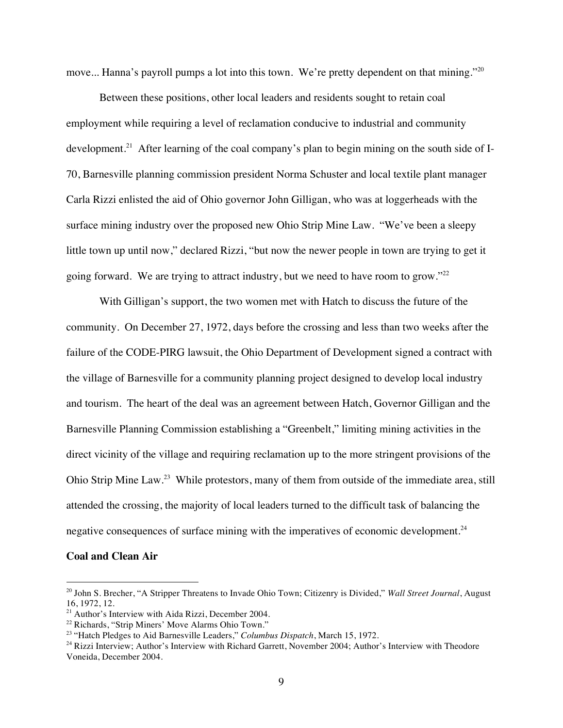move... Hanna's payroll pumps a lot into this town. We're pretty dependent on that mining."[20]

Between these positions, other local leaders and residents sought to retain coal employment while requiring a level of reclamation conducive to industrial and community development.[21] After learning of the coal company's plan to begin mining on the south side of I-70, Barnesville planning commission president Norma Schuster and local textile plant manager Carla Rizzi enlisted the aid of Ohio governor John Gilligan, who was at loggerheads with the surface mining industry over the proposed new Ohio Strip Mine Law. "We've been a sleepy little town up until now," declared Rizzi, "but now the newer people in town are trying to get it going forward. We are trying to attract industry, but we need to have room to grow."[22]

With Gilligan's support, the two women met with Hatch to discuss the future of the community. On December 27, 1972, days before the crossing and less than two weeks after the failure of the CODE-PIRG lawsuit, the Ohio Department of Development signed a contract with the village of Barnesville for a community planning project designed to develop local industry and tourism. The heart of the deal was an agreement between Hatch, Governor Gilligan and the Barnesville Planning Commission establishing a "Greenbelt," limiting mining activities in the direct vicinity of the village and requiring reclamation up to the more stringent provisions of the Ohio Strip Mine Law.[23] While protestors, many of them from outside of the immediate area, still attended the crossing, the majority of local leaders turned to the difficult task of balancing the negative consequences of surface mining with the imperatives of economic development.[24]

**Coal and Clean Air**

---

[20] John S. Brecher, "A Stripper Threatens to Invade Ohio Town; Citizenry is Divided," *Wall Street Journal*, August 16, 1972, 12.

[21] Author's Interview with Aida Rizzi, December 2004.

[22] Richards, "Strip Miners' Move Alarms Ohio Town."

[23] "Hatch Pledges to Aid Barnesville Leaders," *Columbus Dispatch*, March 15, 1972.

[24] Rizzi Interview; Author's Interview with Richard Garrett, November 2004; Author's Interview with Theodore Voneida, December 2004.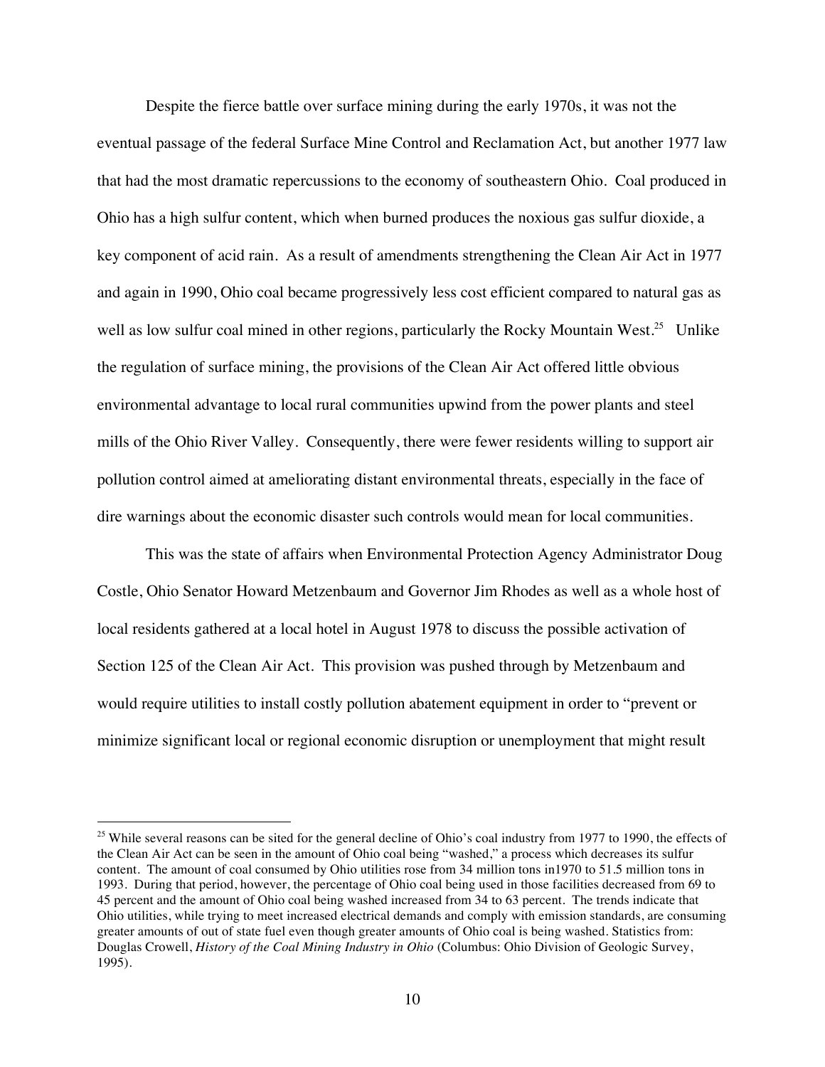Despite the fierce battle over surface mining during the early 1970s, it was not the eventual passage of the federal Surface Mine Control and Reclamation Act, but another 1977 law that had the most dramatic repercussions to the economy of southeastern Ohio. Coal produced in Ohio has a high sulfur content, which when burned produces the noxious gas sulfur dioxide, a key component of acid rain. As a result of amendments strengthening the Clean Air Act in 1977 and again in 1990, Ohio coal became progressively less cost efficient compared to natural gas as well as low sulfur coal mined in other regions, particularly the Rocky Mountain West.[25] Unlike the regulation of surface mining, the provisions of the Clean Air Act offered little obvious environmental advantage to local rural communities upwind from the power plants and steel mills of the Ohio River Valley. Consequently, there were fewer residents willing to support air pollution control aimed at ameliorating distant environmental threats, especially in the face of dire warnings about the economic disaster such controls would mean for local communities.

This was the state of affairs when Environmental Protection Agency Administrator Doug Costle, Ohio Senator Howard Metzenbaum and Governor Jim Rhodes as well as a whole host of local residents gathered at a local hotel in August 1978 to discuss the possible activation of Section 125 of the Clean Air Act. This provision was pushed through by Metzenbaum and would require utilities to install costly pollution abatement equipment in order to "prevent or minimize significant local or regional economic disruption or unemployment that might result

---

[25] While several reasons can be sited for the general decline of Ohio's coal industry from 1977 to 1990, the effects of the Clean Air Act can be seen in the amount of Ohio coal being "washed," a process which decreases its sulfur content. The amount of coal consumed by Ohio utilities rose from 34 million tons in1970 to 51.5 million tons in 1993. During that period, however, the percentage of Ohio coal being used in those facilities decreased from 69 to 45 percent and the amount of Ohio coal being washed increased from 34 to 63 percent. The trends indicate that Ohio utilities, while trying to meet increased electrical demands and comply with emission standards, are consuming greater amounts of out of state fuel even though greater amounts of Ohio coal is being washed. Statistics from: Douglas Crowell, *History of the Coal Mining Industry in Ohio* (Columbus: Ohio Division of Geologic Survey, 1995).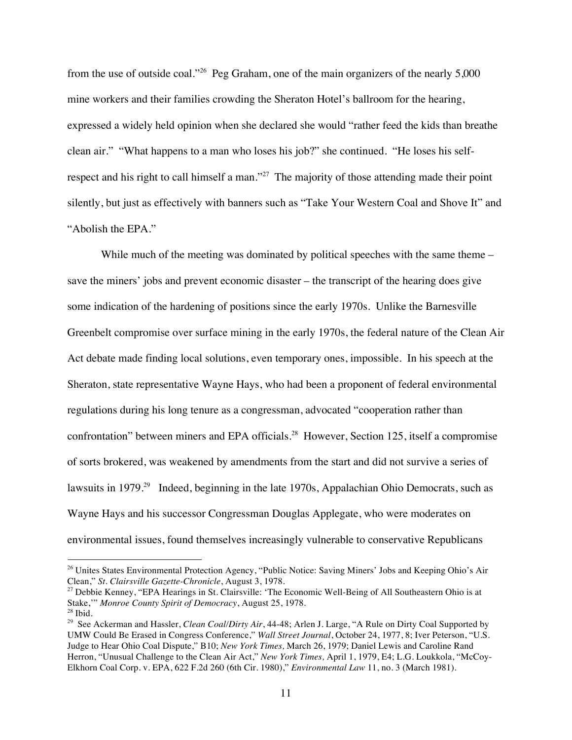from the use of outside coal."[26] Peg Graham, one of the main organizers of the nearly 5,000 mine workers and their families crowding the Sheraton Hotel's ballroom for the hearing, expressed a widely held opinion when she declared she would "rather feed the kids than breathe clean air." "What happens to a man who loses his job?" she continued. "He loses his self-respect and his right to call himself a man."[27] The majority of those attending made their point silently, but just as effectively with banners such as "Take Your Western Coal and Shove It" and "Abolish the EPA."

While much of the meeting was dominated by political speeches with the same theme – save the miners' jobs and prevent economic disaster – the transcript of the hearing does give some indication of the hardening of positions since the early 1970s. Unlike the Barnesville Greenbelt compromise over surface mining in the early 1970s, the federal nature of the Clean Air Act debate made finding local solutions, even temporary ones, impossible. In his speech at the Sheraton, state representative Wayne Hays, who had been a proponent of federal environmental regulations during his long tenure as a congressman, advocated "cooperation rather than confrontation" between miners and EPA officials.[28] However, Section 125, itself a compromise of sorts brokered, was weakened by amendments from the start and did not survive a series of lawsuits in 1979.[29] Indeed, beginning in the late 1970s, Appalachian Ohio Democrats, such as Wayne Hays and his successor Congressman Douglas Applegate, who were moderates on environmental issues, found themselves increasingly vulnerable to conservative Republicans

---

[26] Unites States Environmental Protection Agency, "Public Notice: Saving Miners' Jobs and Keeping Ohio's Air Clean," *St. Clairsville Gazette-Chronicle*, August 3, 1978.

[27] Debbie Kenney, "EPA Hearings in St. Clairsville: 'The Economic Well-Being of All Southeastern Ohio is at Stake,'" *Monroe County Spirit of Democracy*, August 25, 1978.

[28] Ibid.

[29] See Ackerman and Hassler, *Clean Coal/Dirty Air*, 44-48; Arlen J. Large, "A Rule on Dirty Coal Supported by UMW Could Be Erased in Congress Conference," *Wall Street Journal*, October 24, 1977, 8; Iver Peterson, "U.S. Judge to Hear Ohio Coal Dispute," B10; *New York Times,* March 26, 1979; Daniel Lewis and Caroline Rand Herron, "Unusual Challenge to the Clean Air Act," *New York Times,* April 1, 1979, E4; L.G. Loukkola, "McCoy-Elkhorn Coal Corp. v. EPA, 622 F.2d 260 (6th Cir. 1980)," *Environmental Law* 11, no. 3 (March 1981).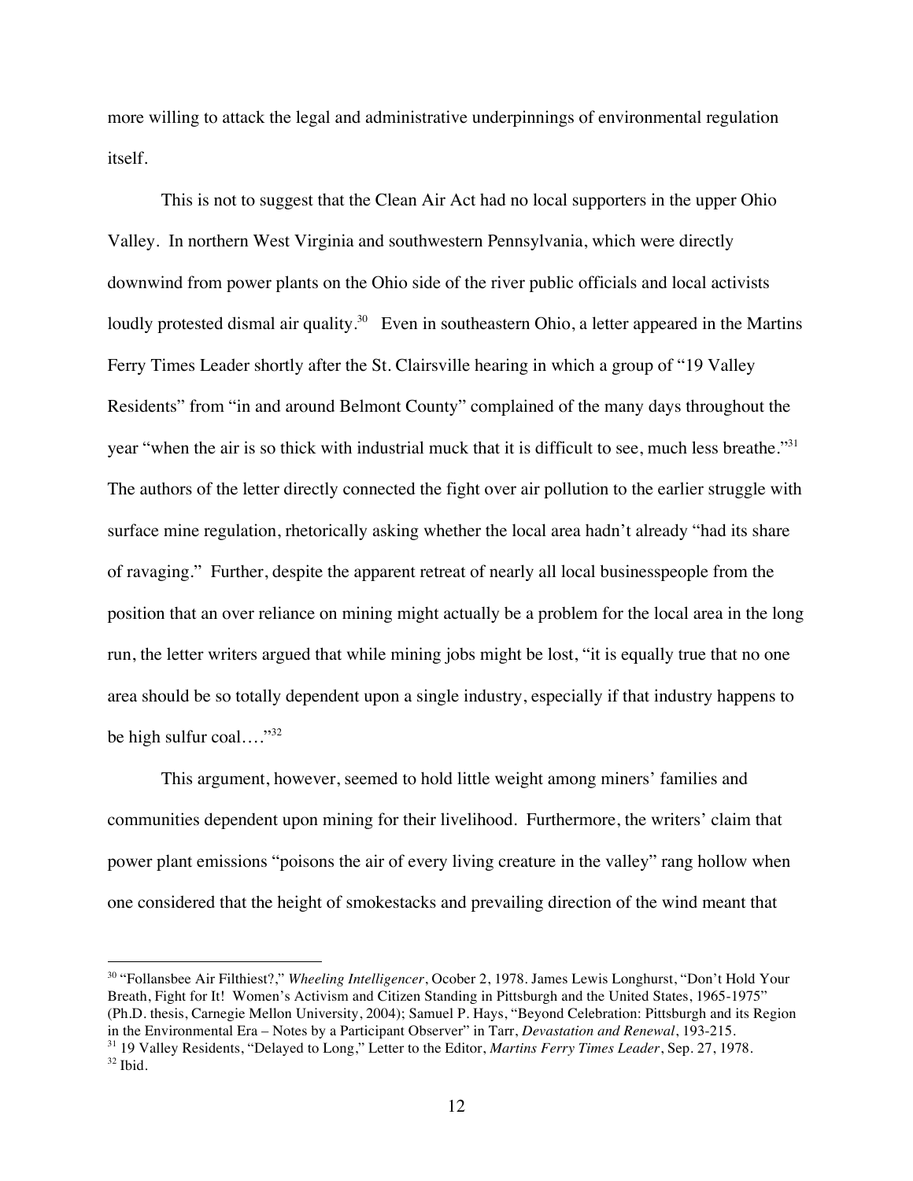more willing to attack the legal and administrative underpinnings of environmental regulation itself.

This is not to suggest that the Clean Air Act had no local supporters in the upper Ohio Valley. In northern West Virginia and southwestern Pennsylvania, which were directly downwind from power plants on the Ohio side of the river public officials and local activists loudly protested dismal air quality.[30] Even in southeastern Ohio, a letter appeared in the Martins Ferry Times Leader shortly after the St. Clairsville hearing in which a group of "19 Valley Residents" from "in and around Belmont County" complained of the many days throughout the year "when the air is so thick with industrial muck that it is difficult to see, much less breathe."[31] The authors of the letter directly connected the fight over air pollution to the earlier struggle with surface mine regulation, rhetorically asking whether the local area hadn't already "had its share of ravaging." Further, despite the apparent retreat of nearly all local businesspeople from the position that an over reliance on mining might actually be a problem for the local area in the long run, the letter writers argued that while mining jobs might be lost, "it is equally true that no one area should be so totally dependent upon a single industry, especially if that industry happens to be high sulfur coal…."[32]

This argument, however, seemed to hold little weight among miners' families and communities dependent upon mining for their livelihood. Furthermore, the writers' claim that power plant emissions "poisons the air of every living creature in the valley" rang hollow when one considered that the height of smokestacks and prevailing direction of the wind meant that

---

[30] "Follansbee Air Filthiest?," *Wheeling Intelligencer*, Ocober 2, 1978. James Lewis Longhurst, "Don't Hold Your Breath, Fight for It! Women's Activism and Citizen Standing in Pittsburgh and the United States, 1965-1975" (Ph.D. thesis, Carnegie Mellon University, 2004); Samuel P. Hays, "Beyond Celebration: Pittsburgh and its Region in the Environmental Era – Notes by a Participant Observer" in Tarr, *Devastation and Renewal*, 193-215.

[31] 19 Valley Residents, "Delayed to Long," Letter to the Editor, *Martins Ferry Times Leader*, Sep. 27, 1978.

[32] Ibid.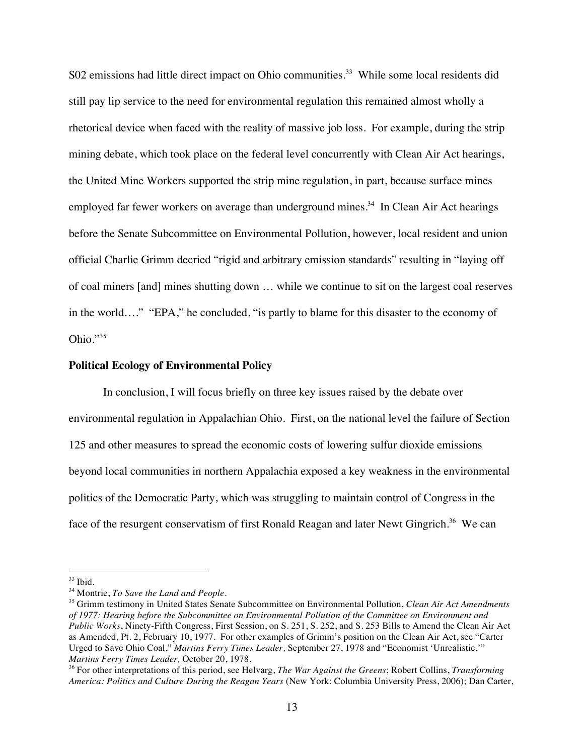S02 emissions had little direct impact on Ohio communities.[33] While some local residents did still pay lip service to the need for environmental regulation this remained almost wholly a rhetorical device when faced with the reality of massive job loss. For example, during the strip mining debate, which took place on the federal level concurrently with Clean Air Act hearings, the United Mine Workers supported the strip mine regulation, in part, because surface mines employed far fewer workers on average than underground mines.[34] In Clean Air Act hearings before the Senate Subcommittee on Environmental Pollution, however, local resident and union official Charlie Grimm decried "rigid and arbitrary emission standards" resulting in "laying off of coal miners [and] mines shutting down … while we continue to sit on the largest coal reserves in the world…." "EPA," he concluded, "is partly to blame for this disaster to the economy of Ohio."[35]

**Political Ecology of Environmental Policy**

In conclusion, I will focus briefly on three key issues raised by the debate over environmental regulation in Appalachian Ohio. First, on the national level the failure of Section 125 and other measures to spread the economic costs of lowering sulfur dioxide emissions beyond local communities in northern Appalachia exposed a key weakness in the environmental politics of the Democratic Party, which was struggling to maintain control of Congress in the face of the resurgent conservatism of first Ronald Reagan and later Newt Gingrich.[36] We can

---

[33] Ibid.

[34] Montrie, *To Save the Land and People*.

[35] Grimm testimony in United States Senate Subcommittee on Environmental Pollution, *Clean Air Act Amendments of 1977: Hearing before the Subcommittee on Environmental Pollution of the Committee on Environment and Public Works*, Ninety-Fifth Congress, First Session, on S. 251, S. 252, and S. 253 Bills to Amend the Clean Air Act as Amended, Pt. 2, February 10, 1977. For other examples of Grimm's position on the Clean Air Act, see "Carter Urged to Save Ohio Coal," *Martins Ferry Times Leader,* September 27, 1978 and "Economist 'Unrealistic,'" *Martins Ferry Times Leader,* October 20, 1978.

[36] For other interpretations of this period, see Helvarg, *The War Against the Greens*; Robert Collins, *Transforming America: Politics and Culture During the Reagan Years* (New York: Columbia University Press, 2006); Dan Carter,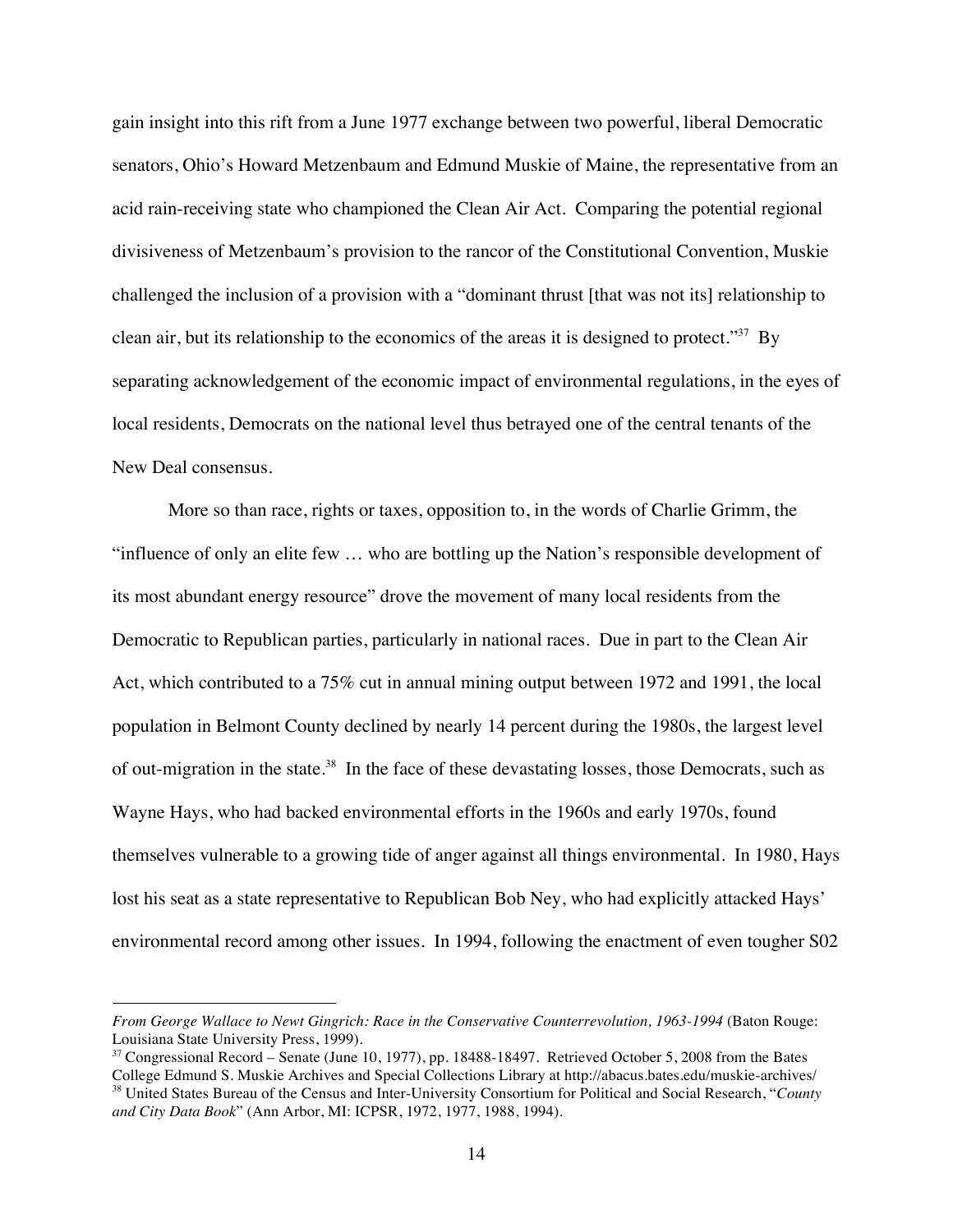gain insight into this rift from a June 1977 exchange between two powerful, liberal Democratic senators, Ohio's Howard Metzenbaum and Edmund Muskie of Maine, the representative from an acid rain-receiving state who championed the Clean Air Act. Comparing the potential regional divisiveness of Metzenbaum's provision to the rancor of the Constitutional Convention, Muskie challenged the inclusion of a provision with a "dominant thrust [that was not its] relationship to clean air, but its relationship to the economics of the areas it is designed to protect."[37] By separating acknowledgement of the economic impact of environmental regulations, in the eyes of local residents, Democrats on the national level thus betrayed one of the central tenants of the New Deal consensus.

More so than race, rights or taxes, opposition to, in the words of Charlie Grimm, the "influence of only an elite few … who are bottling up the Nation's responsible development of its most abundant energy resource" drove the movement of many local residents from the Democratic to Republican parties, particularly in national races. Due in part to the Clean Air Act, which contributed to a 75% cut in annual mining output between 1972 and 1991, the local population in Belmont County declined by nearly 14 percent during the 1980s, the largest level of out-migration in the state.[38] In the face of these devastating losses, those Democrats, such as Wayne Hays, who had backed environmental efforts in the 1960s and early 1970s, found themselves vulnerable to a growing tide of anger against all things environmental. In 1980, Hays lost his seat as a state representative to Republican Bob Ney, who had explicitly attacked Hays' environmental record among other issues. In 1994, following the enactment of even tougher S02

---

*From George Wallace to Newt Gingrich: Race in the Conservative Counterrevolution, 1963-1994* (Baton Rouge: Louisiana State University Press, 1999).

[37] Congressional Record – Senate (June 10, 1977), pp. 18488-18497. Retrieved October 5, 2008 from the Bates College Edmund S. Muskie Archives and Special Collections Library at http://abacus.bates.edu/muskie-archives/

[38] United States Bureau of the Census and Inter-University Consortium for Political and Social Research, "*County and City Data Book*" (Ann Arbor, MI: ICPSR, 1972, 1977, 1988, 1994).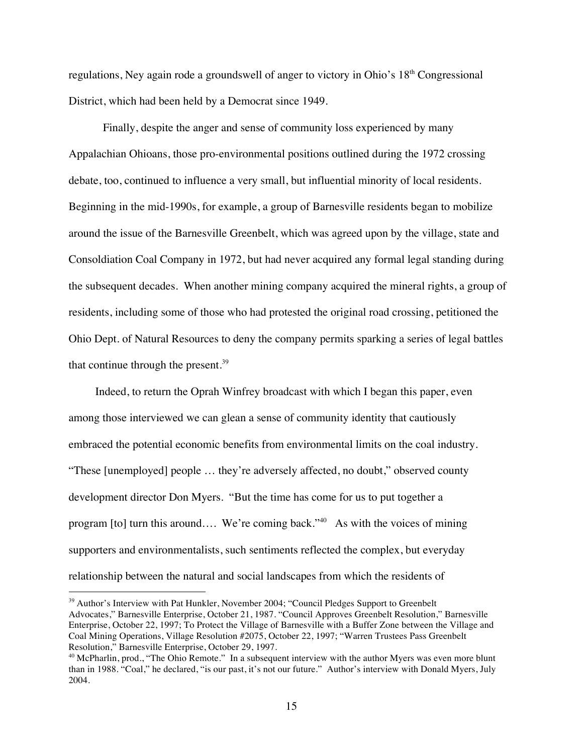regulations, Ney again rode a groundswell of anger to victory in Ohio's 18th Congressional District, which had been held by a Democrat since 1949.

Finally, despite the anger and sense of community loss experienced by many Appalachian Ohioans, those pro-environmental positions outlined during the 1972 crossing debate, too, continued to influence a very small, but influential minority of local residents. Beginning in the mid-1990s, for example, a group of Barnesville residents began to mobilize around the issue of the Barnesville Greenbelt, which was agreed upon by the village, state and Consoldiation Coal Company in 1972, but had never acquired any formal legal standing during the subsequent decades. When another mining company acquired the mineral rights, a group of residents, including some of those who had protested the original road crossing, petitioned the Ohio Dept. of Natural Resources to deny the company permits sparking a series of legal battles that continue through the present.[39]

Indeed, to return the Oprah Winfrey broadcast with which I began this paper, even among those interviewed we can glean a sense of community identity that cautiously embraced the potential economic benefits from environmental limits on the coal industry. "These [unemployed] people … they're adversely affected, no doubt," observed county development director Don Myers. "But the time has come for us to put together a program [to] turn this around…. We're coming back."[40] As with the voices of mining supporters and environmentalists, such sentiments reflected the complex, but everyday relationship between the natural and social landscapes from which the residents of

---

[39] Author's Interview with Pat Hunkler, November 2004; "Council Pledges Support to Greenbelt Advocates," Barnesville Enterprise, October 21, 1987. "Council Approves Greenbelt Resolution," Barnesville Enterprise, October 22, 1997; To Protect the Village of Barnesville with a Buffer Zone between the Village and Coal Mining Operations, Village Resolution #2075, October 22, 1997; "Warren Trustees Pass Greenbelt Resolution," Barnesville Enterprise, October 29, 1997.

[40] McPharlin, prod., "The Ohio Remote." In a subsequent interview with the author Myers was even more blunt than in 1988. "Coal," he declared, "is our past, it's not our future." Author's interview with Donald Myers, July 2004.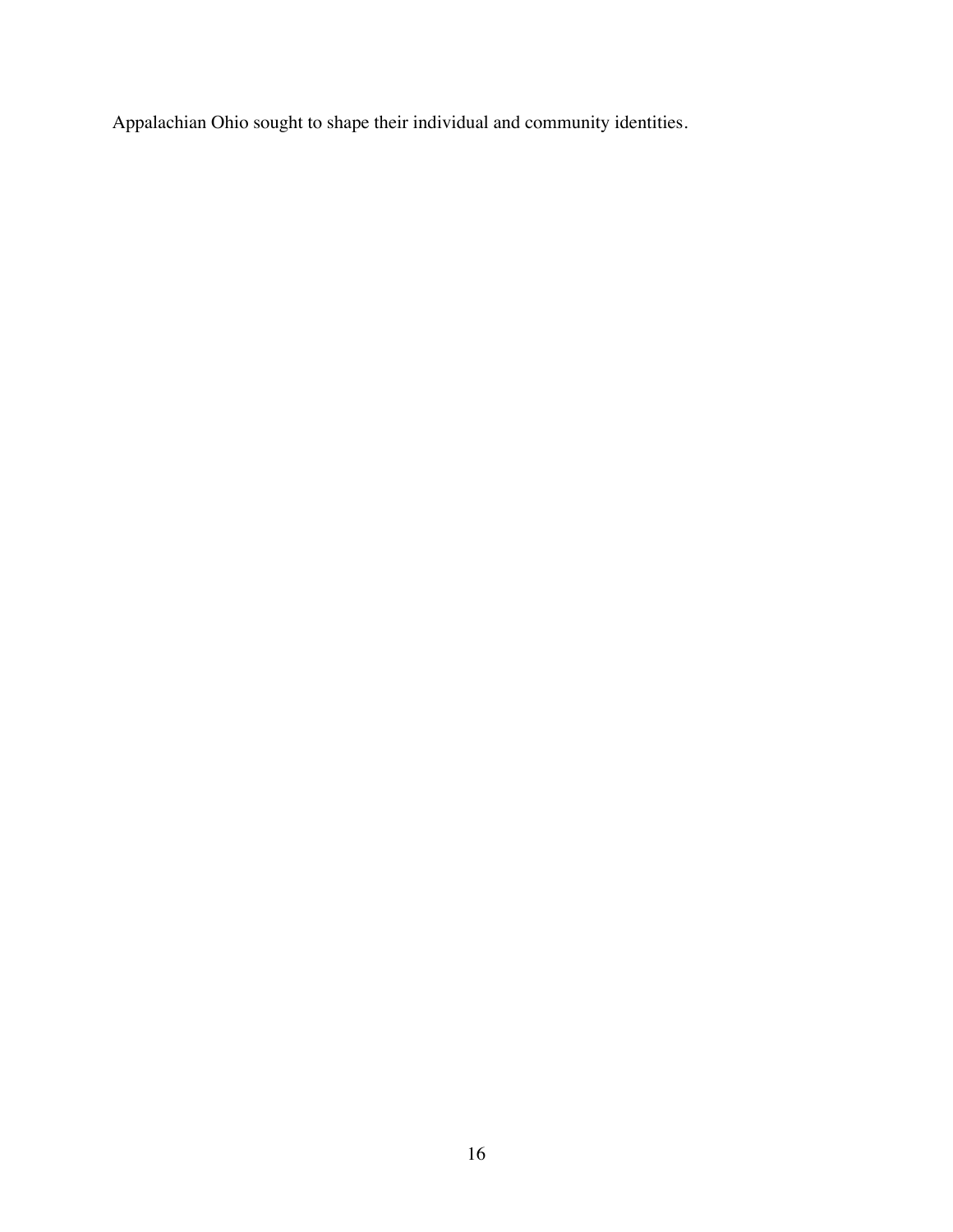Appalachian Ohio sought to shape their individual and community identities.